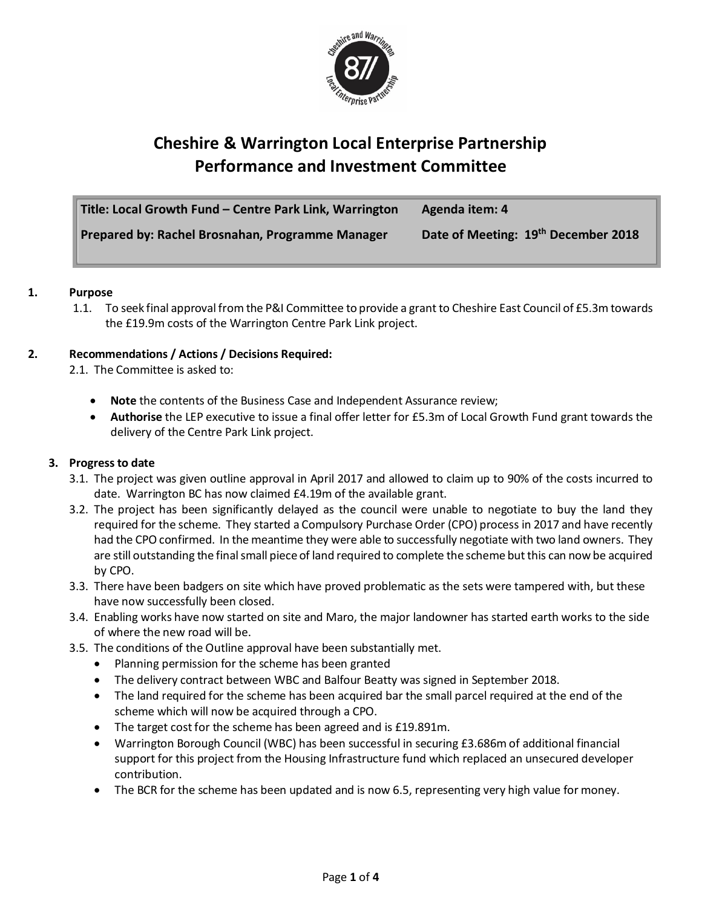# Cheshire & Warrington Local Enterprise Partnership
# Performance and Investment Committee

| Title: Local Growth Fund – Centre Park Link, Warrington | Agenda item: 4 |
|---|---|
| Prepared by: Rachel Brosnahan, Programme Manager | Date of Meeting: 19th December 2018 |

## 1. Purpose

1.1. To seek final approval from the P&I Committee to provide a grant to Cheshire East Council of £5.3m towards the £19.9m costs of the Warrington Centre Park Link project.

## 2. Recommendations / Actions / Decisions Required:

2.1. The Committee is asked to:

- **Note** the contents of the Business Case and Independent Assurance review;
- **Authorise** the LEP executive to issue a final offer letter for £5.3m of Local Growth Fund grant towards the delivery of the Centre Park Link project.

## 3. Progress to date

3.1. The project was given outline approval in April 2017 and allowed to claim up to 90% of the costs incurred to date. Warrington BC has now claimed £4.19m of the available grant.

3.2. The project has been significantly delayed as the council were unable to negotiate to buy the land they required for the scheme. They started a Compulsory Purchase Order (CPO) process in 2017 and have recently had the CPO confirmed. In the meantime they were able to successfully negotiate with two land owners. They are still outstanding the final small piece of land required to complete the scheme but this can now be acquired by CPO.

3.3. There have been badgers on site which have proved problematic as the sets were tampered with, but these have now successfully been closed.

3.4. Enabling works have now started on site and Maro, the major landowner has started earth works to the side of where the new road will be.

3.5. The conditions of the Outline approval have been substantially met.

- Planning permission for the scheme has been granted
- The delivery contract between WBC and Balfour Beatty was signed in September 2018.
- The land required for the scheme has been acquired bar the small parcel required at the end of the scheme which will now be acquired through a CPO.
- The target cost for the scheme has been agreed and is £19.891m.
- Warrington Borough Council (WBC) has been successful in securing £3.686m of additional financial support for this project from the Housing Infrastructure fund which replaced an unsecured developer contribution.
- The BCR for the scheme has been updated and is now 6.5, representing very high value for money.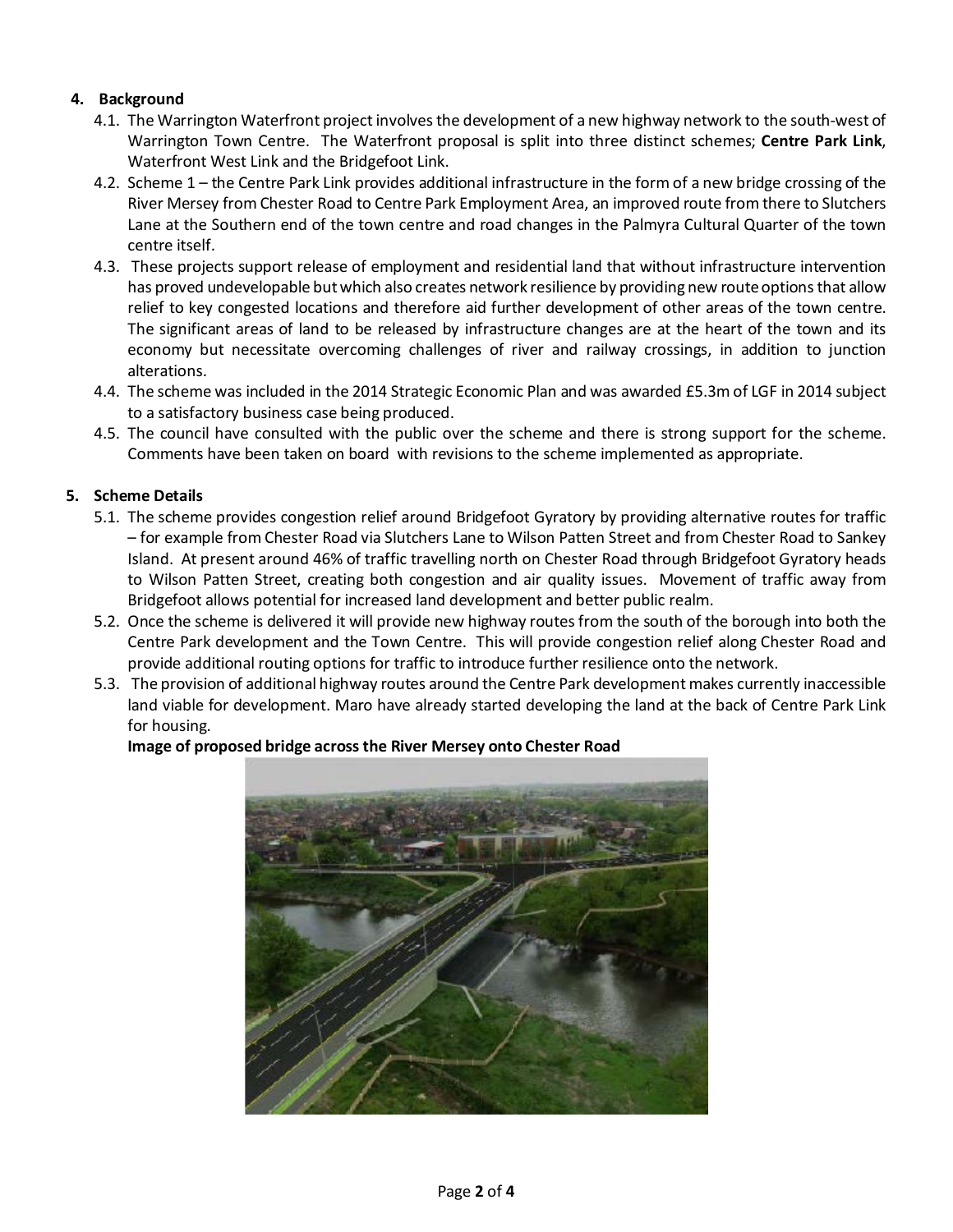## 4. Background

4.1. The Warrington Waterfront project involves the development of a new highway network to the south-west of Warrington Town Centre. The Waterfront proposal is split into three distinct schemes; **Centre Park Link**, Waterfront West Link and the Bridgefoot Link.

4.2. Scheme 1 – the Centre Park Link provides additional infrastructure in the form of a new bridge crossing of the River Mersey from Chester Road to Centre Park Employment Area, an improved route from there to Slutchers Lane at the Southern end of the town centre and road changes in the Palmyra Cultural Quarter of the town centre itself.

4.3. These projects support release of employment and residential land that without infrastructure intervention has proved undevelopable but which also creates network resilience by providing new route options that allow relief to key congested locations and therefore aid further development of other areas of the town centre. The significant areas of land to be released by infrastructure changes are at the heart of the town and its economy but necessitate overcoming challenges of river and railway crossings, in addition to junction alterations.

4.4. The scheme was included in the 2014 Strategic Economic Plan and was awarded £5.3m of LGF in 2014 subject to a satisfactory business case being produced.

4.5. The council have consulted with the public over the scheme and there is strong support for the scheme. Comments have been taken on board with revisions to the scheme implemented as appropriate.

## 5. Scheme Details

5.1. The scheme provides congestion relief around Bridgefoot Gyratory by providing alternative routes for traffic – for example from Chester Road via Slutchers Lane to Wilson Patten Street and from Chester Road to Sankey Island. At present around 46% of traffic travelling north on Chester Road through Bridgefoot Gyratory heads to Wilson Patten Street, creating both congestion and air quality issues. Movement of traffic away from Bridgefoot allows potential for increased land development and better public realm.

5.2. Once the scheme is delivered it will provide new highway routes from the south of the borough into both the Centre Park development and the Town Centre. This will provide congestion relief along Chester Road and provide additional routing options for traffic to introduce further resilience onto the network.

5.3. The provision of additional highway routes around the Centre Park development makes currently inaccessible land viable for development. Maro have already started developing the land at the back of Centre Park Link for housing.

**Image of proposed bridge across the River Mersey onto Chester Road**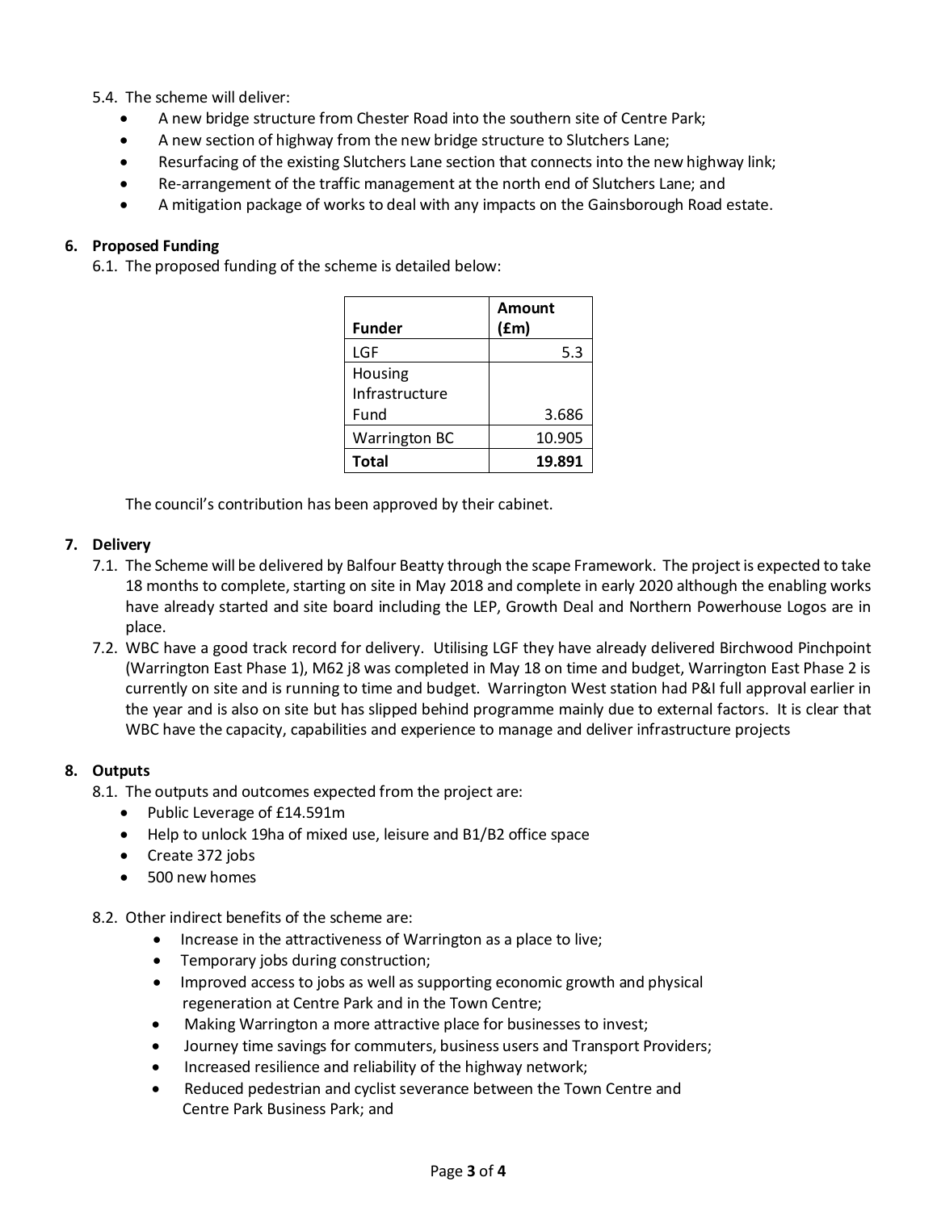5.4. The scheme will deliver:

- A new bridge structure from Chester Road into the southern site of Centre Park;
- A new section of highway from the new bridge structure to Slutchers Lane;
- Resurfacing of the existing Slutchers Lane section that connects into the new highway link;
- Re-arrangement of the traffic management at the north end of Slutchers Lane; and
- A mitigation package of works to deal with any impacts on the Gainsborough Road estate.

## 6. Proposed Funding

6.1. The proposed funding of the scheme is detailed below:

| Funder | Amount (£m) |
|---|---|
| LGF | 5.3 |
| Housing Infrastructure Fund | 3.686 |
| Warrington BC | 10.905 |
| **Total** | **19.891** |

The council's contribution has been approved by their cabinet.

## 7. Delivery

7.1. The Scheme will be delivered by Balfour Beatty through the scape Framework. The project is expected to take 18 months to complete, starting on site in May 2018 and complete in early 2020 although the enabling works have already started and site board including the LEP, Growth Deal and Northern Powerhouse Logos are in place.

7.2. WBC have a good track record for delivery. Utilising LGF they have already delivered Birchwood Pinchpoint (Warrington East Phase 1), M62 j8 was completed in May 18 on time and budget, Warrington East Phase 2 is currently on site and is running to time and budget. Warrington West station had P&I full approval earlier in the year and is also on site but has slipped behind programme mainly due to external factors. It is clear that WBC have the capacity, capabilities and experience to manage and deliver infrastructure projects

## 8. Outputs

8.1. The outputs and outcomes expected from the project are:

- Public Leverage of £14.591m
- Help to unlock 19ha of mixed use, leisure and B1/B2 office space
- Create 372 jobs
- 500 new homes

8.2. Other indirect benefits of the scheme are:

- Increase in the attractiveness of Warrington as a place to live;
- Temporary jobs during construction;
- Improved access to jobs as well as supporting economic growth and physical regeneration at Centre Park and in the Town Centre;
- Making Warrington a more attractive place for businesses to invest;
- Journey time savings for commuters, business users and Transport Providers;
- Increased resilience and reliability of the highway network;
- Reduced pedestrian and cyclist severance between the Town Centre and Centre Park Business Park; and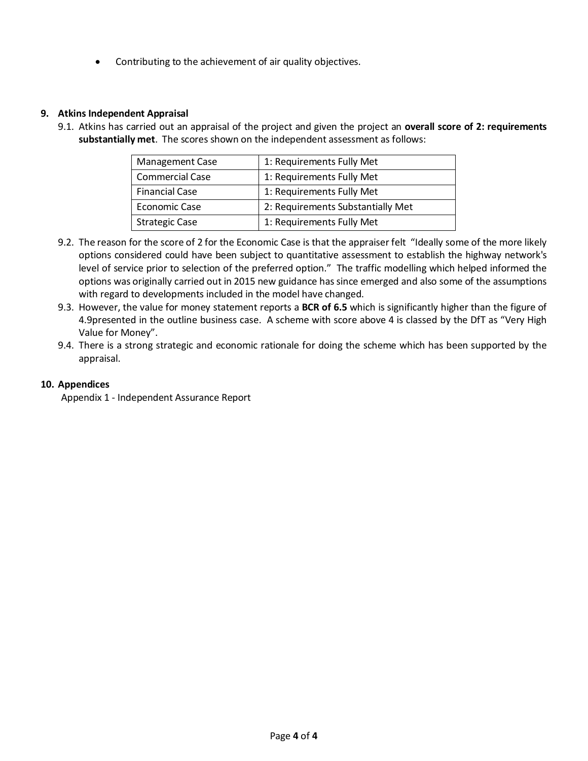- Contributing to the achievement of air quality objectives.

## 9. Atkins Independent Appraisal

9.1. Atkins has carried out an appraisal of the project and given the project an **overall score of 2: requirements substantially met**. The scores shown on the independent assessment as follows:

| | |
|---|---|
| Management Case | 1: Requirements Fully Met |
| Commercial Case | 1: Requirements Fully Met |
| Financial Case | 1: Requirements Fully Met |
| Economic Case | 2: Requirements Substantially Met |
| Strategic Case | 1: Requirements Fully Met |

9.2. The reason for the score of 2 for the Economic Case is that the appraiser felt "Ideally some of the more likely options considered could have been subject to quantitative assessment to establish the highway network's level of service prior to selection of the preferred option." The traffic modelling which helped informed the options was originally carried out in 2015 new guidance has since emerged and also some of the assumptions with regard to developments included in the model have changed.

9.3. However, the value for money statement reports a **BCR of 6.5** which is significantly higher than the figure of 4.9presented in the outline business case. A scheme with score above 4 is classed by the DfT as "Very High Value for Money".

9.4. There is a strong strategic and economic rationale for doing the scheme which has been supported by the appraisal.

## 10. Appendices

Appendix 1 - Independent Assurance Report